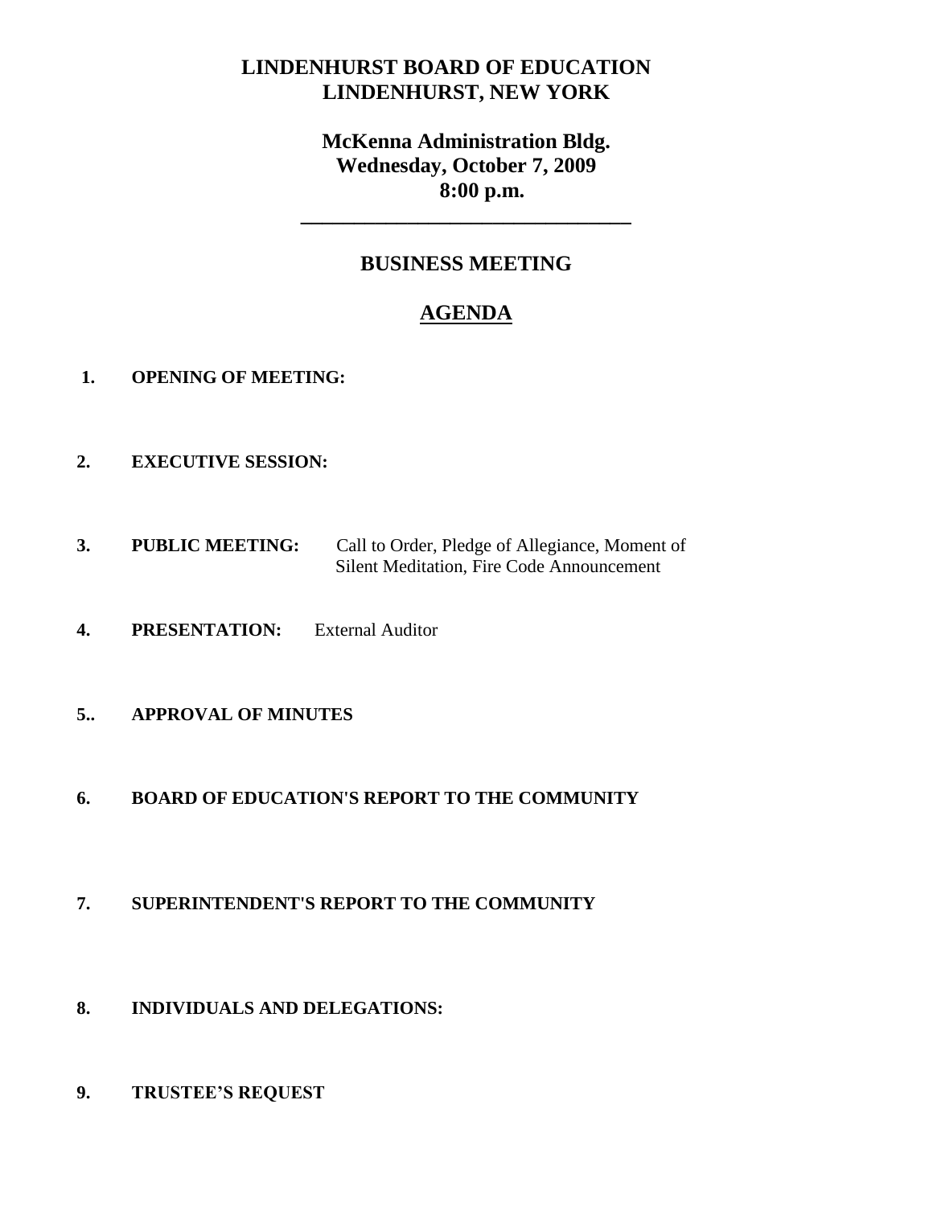# LINDENHURST BOARD OF EDUCATION
# LINDENHURST, NEW YORK

## McKenna Administration Bldg.
## Wednesday, October 7, 2009
## 8:00 p.m.

---

## BUSINESS MEETING

## AGENDA

**1. OPENING OF MEETING:**

**2. EXECUTIVE SESSION:**

**3. PUBLIC MEETING:** Call to Order, Pledge of Allegiance, Moment of Silent Meditation, Fire Code Announcement

**4. PRESENTATION:** External Auditor

**5.. APPROVAL OF MINUTES**

**6. BOARD OF EDUCATION'S REPORT TO THE COMMUNITY**

**7. SUPERINTENDENT'S REPORT TO THE COMMUNITY**

**8. INDIVIDUALS AND DELEGATIONS:**

**9. TRUSTEE'S REQUEST**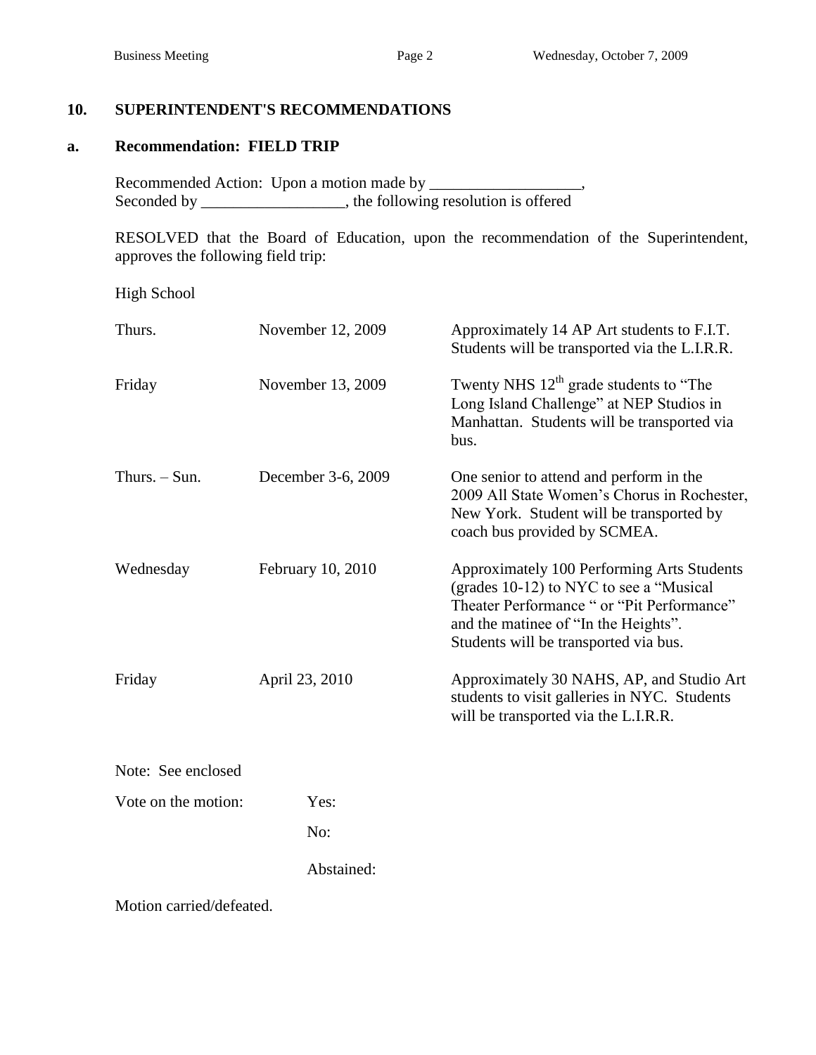## 10. SUPERINTENDENT'S RECOMMENDATIONS

### a. Recommendation: FIELD TRIP

Recommended Action: Upon a motion made by ___________________,
Seconded by __________________, the following resolution is offered

RESOLVED that the Board of Education, upon the recommendation of the Superintendent, approves the following field trip:

High School

| | | |
|---|---|---|
| Thurs. | November 12, 2009 | Approximately 14 AP Art students to F.I.T. Students will be transported via the L.I.R.R. |
| Friday | November 13, 2009 | Twenty NHS 12th grade students to "The Long Island Challenge" at NEP Studios in Manhattan. Students will be transported via bus. |
| Thurs. – Sun. | December 3-6, 2009 | One senior to attend and perform in the 2009 All State Women's Chorus in Rochester, New York. Student will be transported by coach bus provided by SCMEA. |
| Wednesday | February 10, 2010 | Approximately 100 Performing Arts Students (grades 10-12) to NYC to see a "Musical Theater Performance " or "Pit Performance" and the matinee of "In the Heights". Students will be transported via bus. |
| Friday | April 23, 2010 | Approximately 30 NAHS, AP, and Studio Art students to visit galleries in NYC. Students will be transported via the L.I.R.R. |

Note: See enclosed

Vote on the motion: Yes:

No:

Abstained:

Motion carried/defeated.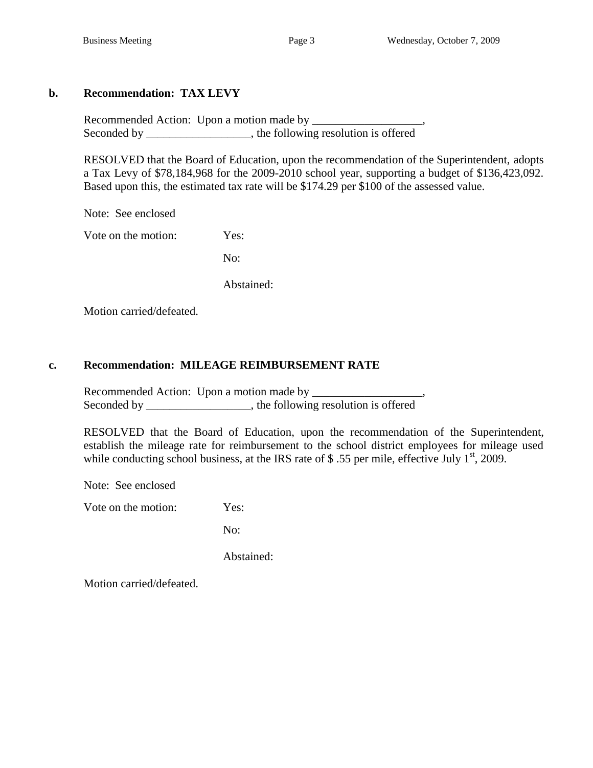**b. Recommendation: TAX LEVY**

Recommended Action: Upon a motion made by ___________________,
Seconded by __________________, the following resolution is offered

RESOLVED that the Board of Education, upon the recommendation of the Superintendent, adopts a Tax Levy of $78,184,968 for the 2009-2010 school year, supporting a budget of $136,423,092. Based upon this, the estimated tax rate will be $174.29 per $100 of the assessed value.

Note: See enclosed

Vote on the motion: Yes:

No:

Abstained:

Motion carried/defeated.

**c. Recommendation: MILEAGE REIMBURSEMENT RATE**

Recommended Action: Upon a motion made by ___________________,
Seconded by __________________, the following resolution is offered

RESOLVED that the Board of Education, upon the recommendation of the Superintendent, establish the mileage rate for reimbursement to the school district employees for mileage used while conducting school business, at the IRS rate of $ .55 per mile, effective July 1st, 2009.

Note: See enclosed

Vote on the motion: Yes:

No:

Abstained:

Motion carried/defeated.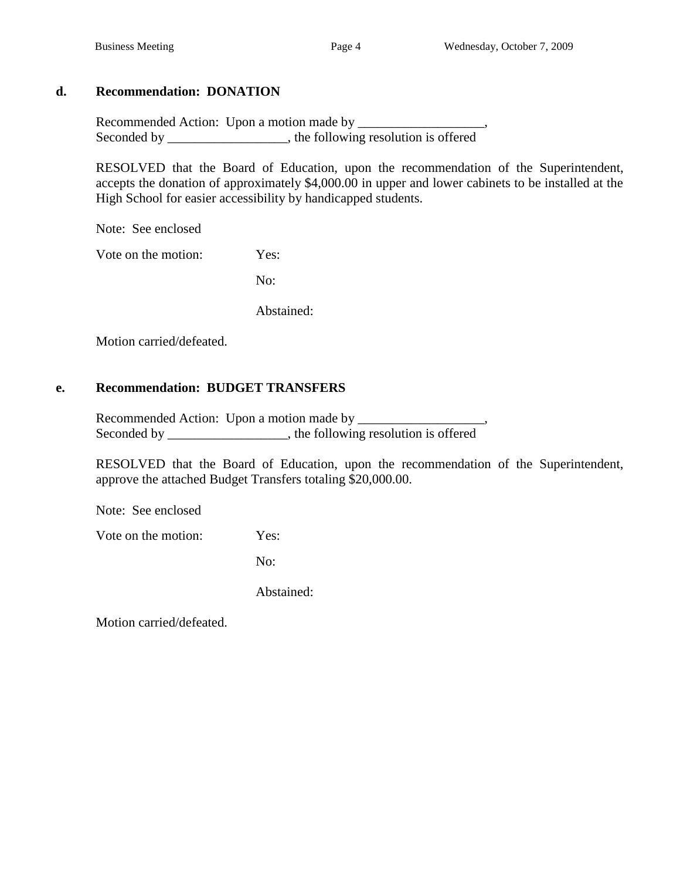### d. Recommendation: DONATION

Recommended Action: Upon a motion made by ___________________,
Seconded by __________________, the following resolution is offered

RESOLVED that the Board of Education, upon the recommendation of the Superintendent, accepts the donation of approximately $4,000.00 in upper and lower cabinets to be installed at the High School for easier accessibility by handicapped students.

Note: See enclosed

Vote on the motion: Yes:

No:

Abstained:

Motion carried/defeated.

### e. Recommendation: BUDGET TRANSFERS

Recommended Action: Upon a motion made by ___________________,
Seconded by __________________, the following resolution is offered

RESOLVED that the Board of Education, upon the recommendation of the Superintendent, approve the attached Budget Transfers totaling $20,000.00.

Note: See enclosed

Vote on the motion: Yes:

No:

Abstained:

Motion carried/defeated.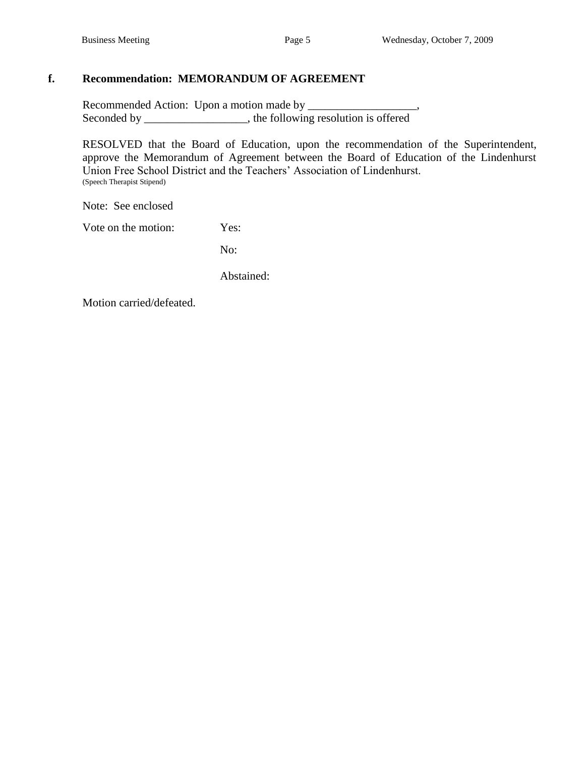**f. Recommendation: MEMORANDUM OF AGREEMENT**

Recommended Action: Upon a motion made by ___________________,
Seconded by __________________, the following resolution is offered

RESOLVED that the Board of Education, upon the recommendation of the Superintendent, approve the Memorandum of Agreement between the Board of Education of the Lindenhurst Union Free School District and the Teachers' Association of Lindenhurst.
(Speech Therapist Stipend)

Note: See enclosed

Vote on the motion: Yes:

No:

Abstained:

Motion carried/defeated.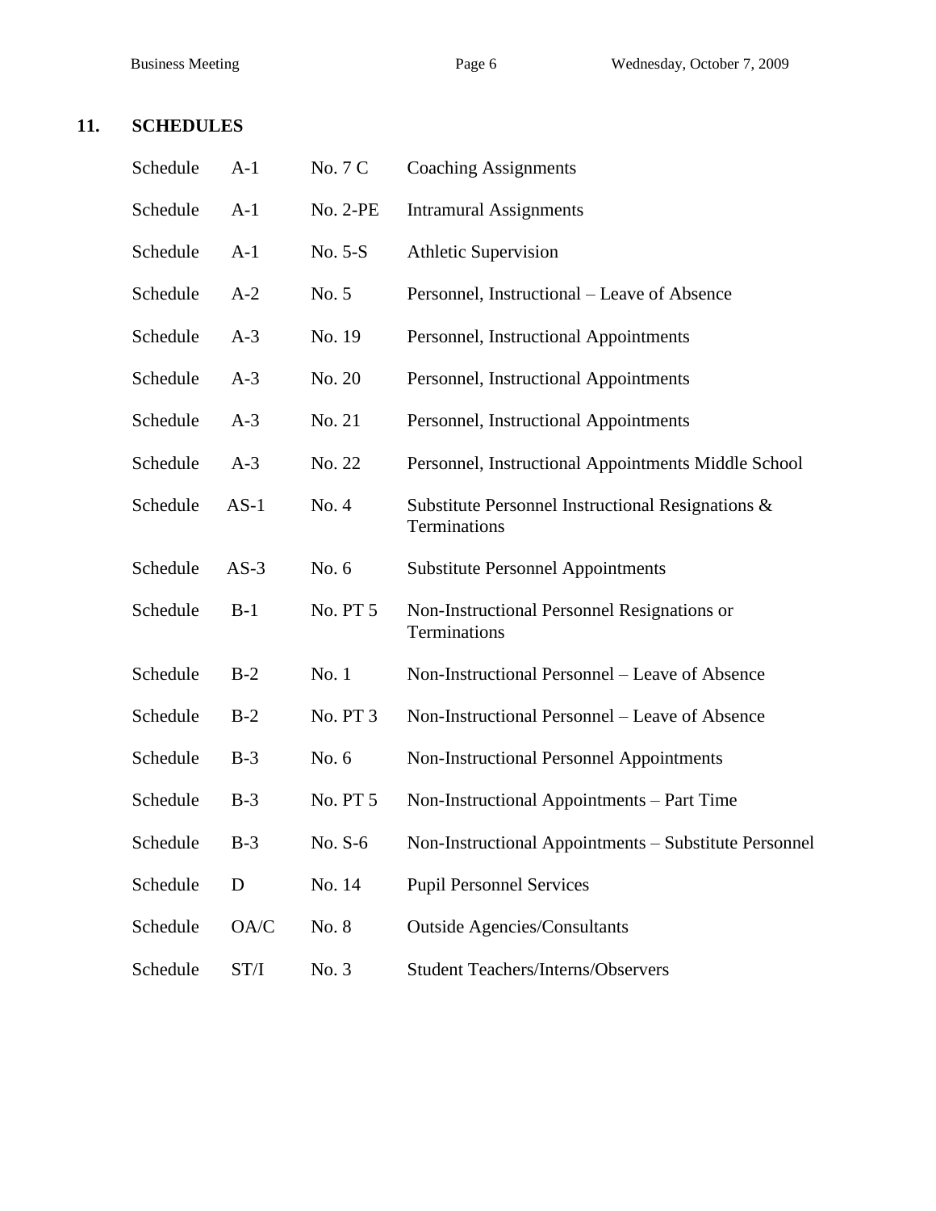## 11. SCHEDULES

| | | | |
|---|---|---|---|
| Schedule | A-1 | No. 7 C | Coaching Assignments |
| Schedule | A-1 | No. 2-PE | Intramural Assignments |
| Schedule | A-1 | No. 5-S | Athletic Supervision |
| Schedule | A-2 | No. 5 | Personnel, Instructional – Leave of Absence |
| Schedule | A-3 | No. 19 | Personnel, Instructional Appointments |
| Schedule | A-3 | No. 20 | Personnel, Instructional Appointments |
| Schedule | A-3 | No. 21 | Personnel, Instructional Appointments |
| Schedule | A-3 | No. 22 | Personnel, Instructional Appointments Middle School |
| Schedule | AS-1 | No. 4 | Substitute Personnel Instructional Resignations & Terminations |
| Schedule | AS-3 | No. 6 | Substitute Personnel Appointments |
| Schedule | B-1 | No. PT 5 | Non-Instructional Personnel Resignations or Terminations |
| Schedule | B-2 | No. 1 | Non-Instructional Personnel – Leave of Absence |
| Schedule | B-2 | No. PT 3 | Non-Instructional Personnel – Leave of Absence |
| Schedule | B-3 | No. 6 | Non-Instructional Personnel Appointments |
| Schedule | B-3 | No. PT 5 | Non-Instructional Appointments – Part Time |
| Schedule | B-3 | No. S-6 | Non-Instructional Appointments – Substitute Personnel |
| Schedule | D | No. 14 | Pupil Personnel Services |
| Schedule | OA/C | No. 8 | Outside Agencies/Consultants |
| Schedule | ST/I | No. 3 | Student Teachers/Interns/Observers |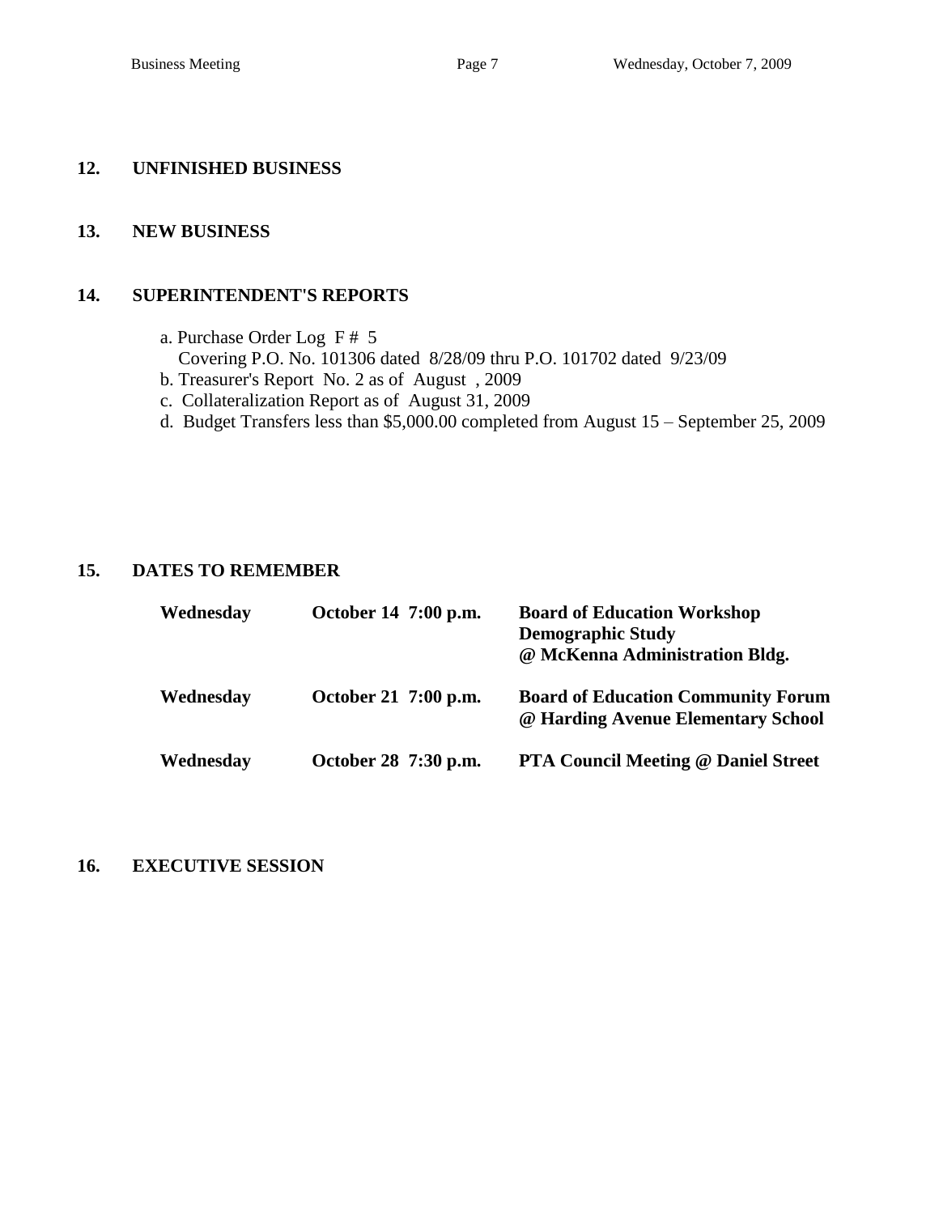## 12. UNFINISHED BUSINESS

## 13. NEW BUSINESS

## 14. SUPERINTENDENT'S REPORTS

a. Purchase Order Log F # 5
   Covering P.O. No. 101306 dated 8/28/09 thru P.O. 101702 dated 9/23/09

b. Treasurer's Report No. 2 as of August , 2009

c. Collateralization Report as of August 31, 2009

d. Budget Transfers less than $5,000.00 completed from August 15 – September 25, 2009

## 15. DATES TO REMEMBER

| | | |
|---|---|---|
| **Wednesday** | **October 14 7:00 p.m.** | **Board of Education Workshop Demographic Study @ McKenna Administration Bldg.** |
| **Wednesday** | **October 21 7:00 p.m.** | **Board of Education Community Forum @ Harding Avenue Elementary School** |
| **Wednesday** | **October 28 7:30 p.m.** | **PTA Council Meeting @ Daniel Street** |

## 16. EXECUTIVE SESSION